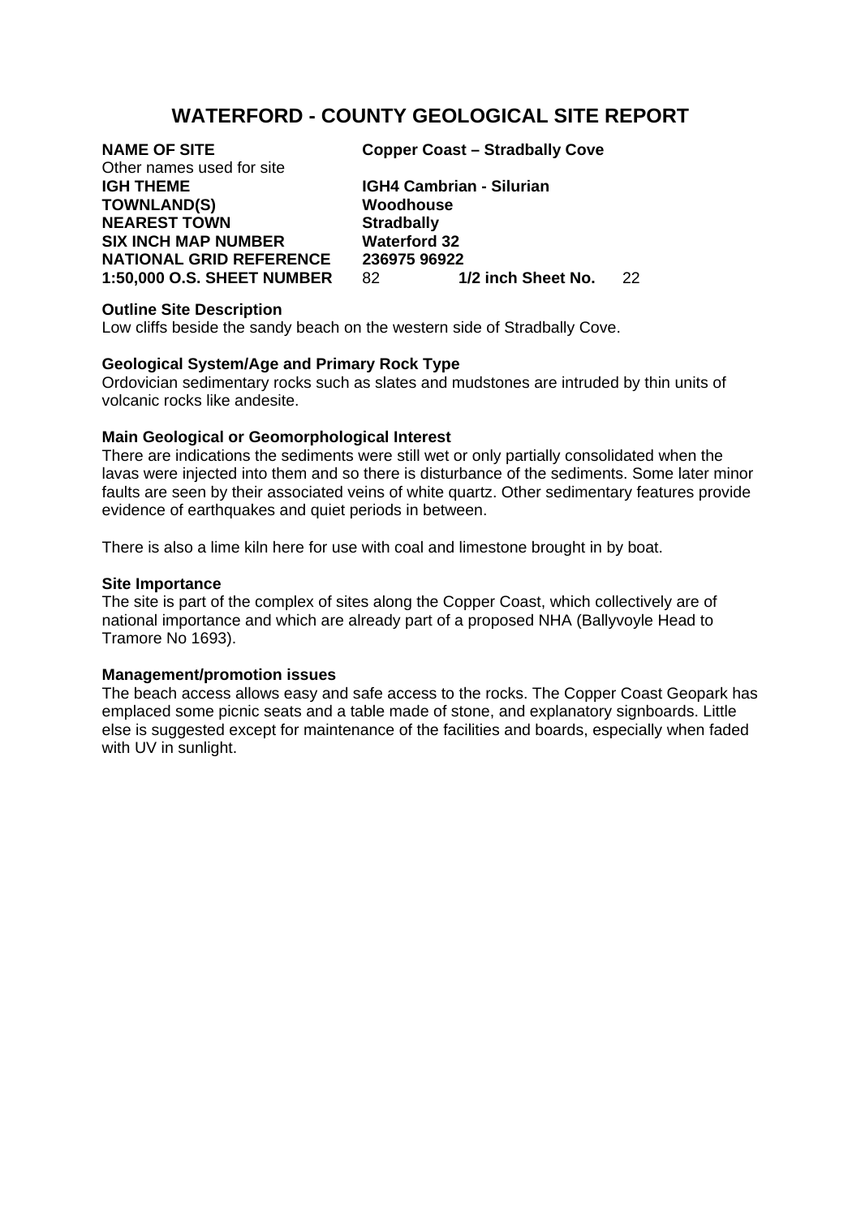# WATERFORD - COUNTY GEOLOGICAL SITE REPORT

**NAME OF SITE** **Copper Coast – Stradbally Cove**
Other names used for site
**IGH THEME** **IGH4 Cambrian - Silurian**
**TOWNLAND(S)** **Woodhouse**
**NEAREST TOWN** **Stradbally**
**SIX INCH MAP NUMBER** **Waterford 32**
**NATIONAL GRID REFERENCE** **236975 96922**
**1:50,000 O.S. SHEET NUMBER** 82 **1/2 inch Sheet No.** 22

**Outline Site Description**
Low cliffs beside the sandy beach on the western side of Stradbally Cove.

**Geological System/Age and Primary Rock Type**
Ordovician sedimentary rocks such as slates and mudstones are intruded by thin units of volcanic rocks like andesite.

**Main Geological or Geomorphological Interest**
There are indications the sediments were still wet or only partially consolidated when the lavas were injected into them and so there is disturbance of the sediments. Some later minor faults are seen by their associated veins of white quartz. Other sedimentary features provide evidence of earthquakes and quiet periods in between.

There is also a lime kiln here for use with coal and limestone brought in by boat.

**Site Importance**
The site is part of the complex of sites along the Copper Coast, which collectively are of national importance and which are already part of a proposed NHA (Ballyvoyle Head to Tramore No 1693).

**Management/promotion issues**
The beach access allows easy and safe access to the rocks. The Copper Coast Geopark has emplaced some picnic seats and a table made of stone, and explanatory signboards. Little else is suggested except for maintenance of the facilities and boards, especially when faded with UV in sunlight.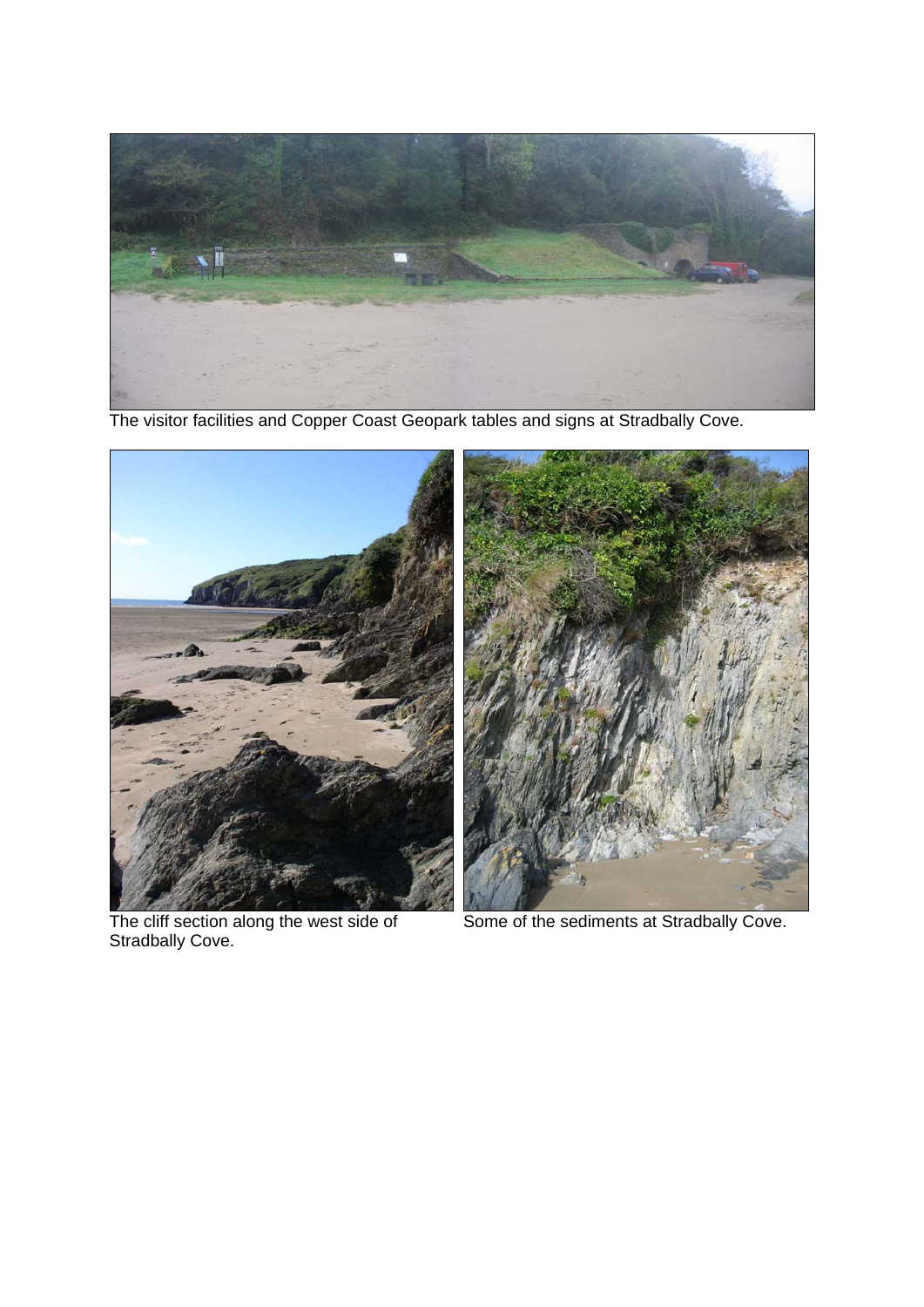The visitor facilities and Copper Coast Geopark tables and signs at Stradbally Cove.

The cliff section along the west side of Stradbally Cove.

Some of the sediments at Stradbally Cove.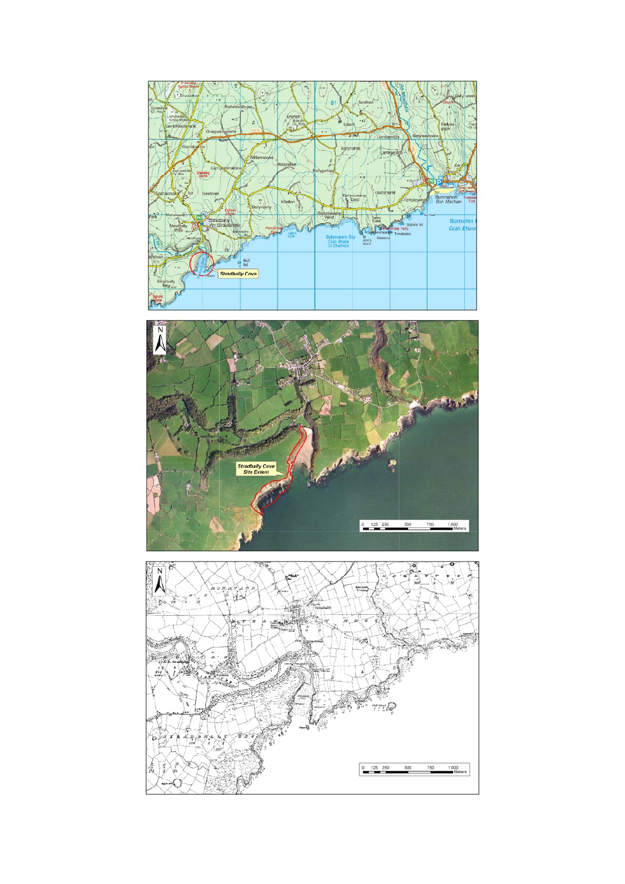Stradbally Cove

N

Stradbally Cove Site Extent

0 125 250 500 750 1,000 Meters

N

0 125 250 500 750 1,000 Meters